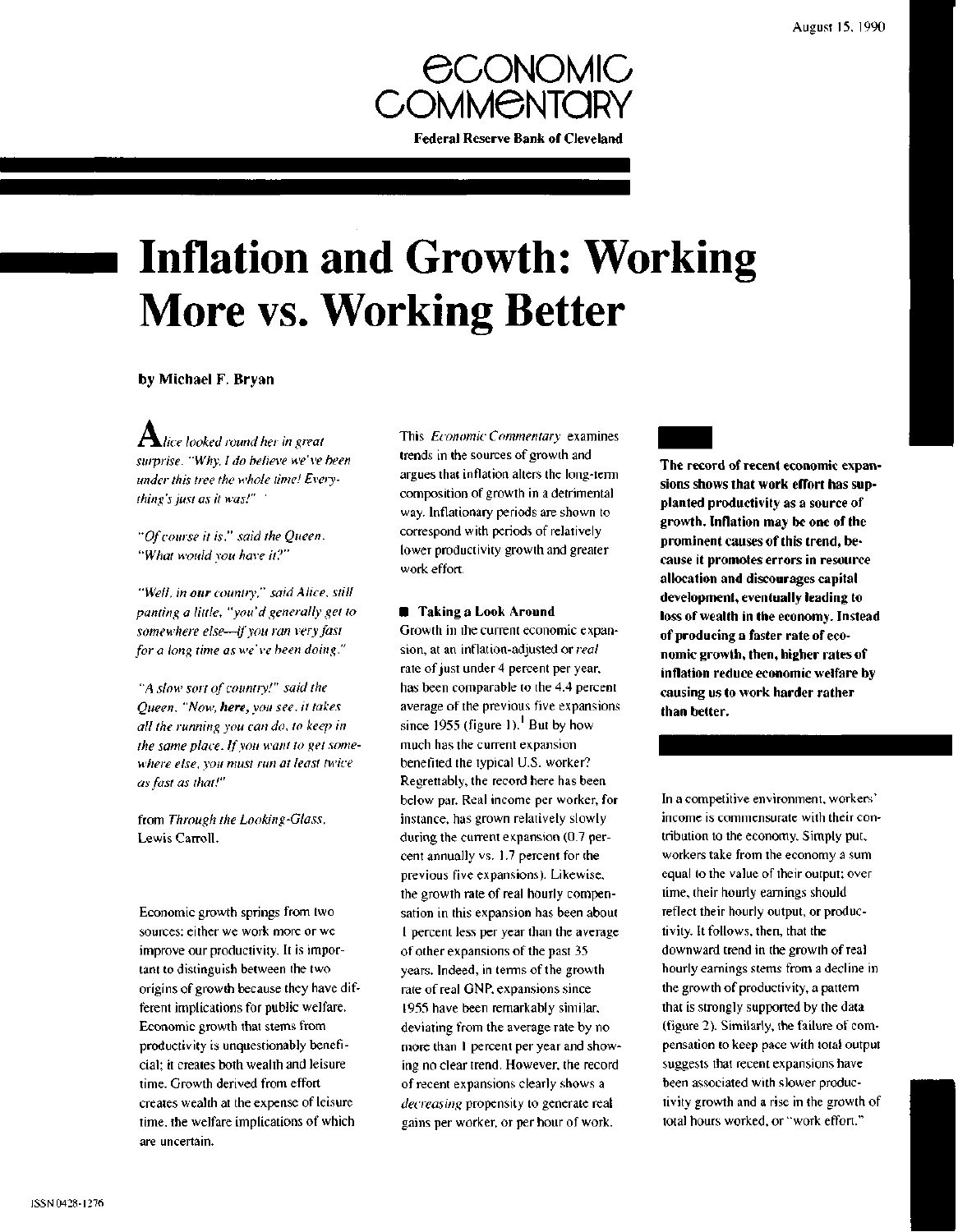August 15, 1990

# ECONOMIC COMMENTARY

**Federal Reserve Bank of Cleveland**

# Inflation and Growth: Working More vs. Working Better

**by Michael F. Bryan**

*Alice looked round her in great surprise. "Why, I do believe we've been under this tree the whole time! Everything's just as it was!"*

*"Of course it is," said the Queen. "What would you have it?"*

*"Well, in* ***our*** *country," said Alice, still panting a little, "you'd generally get to somewhere else—if you ran very fast for a long time as we've been doing."*

*"A slow sort of country!" said the Queen. "Now,* ***here,*** *you see, it takes all the running you can do, to keep in the same place. If you want to get somewhere else, you must run at least twice as fast as that!"*

from *Through the Looking-Glass,* Lewis Carroll.

Economic growth springs from two sources: either we work more or we improve our productivity. It is important to distinguish between the two origins of growth because they have different implications for public welfare. Economic growth that stems from productivity is unquestionably beneficial; it creates both wealth and leisure time. Growth derived from effort creates wealth at the expense of leisure time, the welfare implications of which are uncertain.

This *Economic Commentary* examines trends in the sources of growth and argues that inflation alters the long-term composition of growth in a detrimental way. Inflationary periods are shown to correspond with periods of relatively lower productivity growth and greater work effort.

**The record of recent economic expansions shows that work effort has supplanted productivity as a source of growth. Inflation may be one of the prominent causes of this trend, because it promotes errors in resource allocation and discourages capital development, eventually leading to loss of wealth in the economy. Instead of producing a faster rate of economic growth, then, higher rates of inflation reduce economic welfare by causing us to work harder rather than better.**

## Taking a Look Around

Growth in the current economic expansion, at an inflation-adjusted or *real* rate of just under 4 percent per year, has been comparable to the 4.4 percent average of the previous five expansions since 1955 (figure 1).[1] But by how much has the current expansion benefited the typical U.S. worker? Regrettably, the record here has been below par. Real income per worker, for instance, has grown relatively slowly during the current expansion (0.7 percent annually vs. 1.7 percent for the previous five expansions). Likewise, the growth rate of real hourly compensation in this expansion has been about 1 percent less per year than the average of other expansions of the past 35 years. Indeed, in terms of the growth rate of real GNP, expansions since 1955 have been remarkably similar, deviating from the average rate by no more than 1 percent per year and showing no clear trend. However, the record of recent expansions clearly shows a *decreasing* propensity to generate real gains per worker, or per hour of work.

In a competitive environment, workers' income is commensurate with their contribution to the economy. Simply put, workers take from the economy a sum equal to the value of their output; over time, their hourly earnings should reflect their hourly output, or productivity. It follows, then, that the downward trend in the growth of real hourly earnings stems from a decline in the growth of productivity, a pattern that is strongly supported by the data (figure 2). Similarly, the failure of compensation to keep pace with total output suggests that recent expansions have been associated with slower productivity growth and a rise in the growth of total hours worked, or "work effort."

ISSN 0428-1276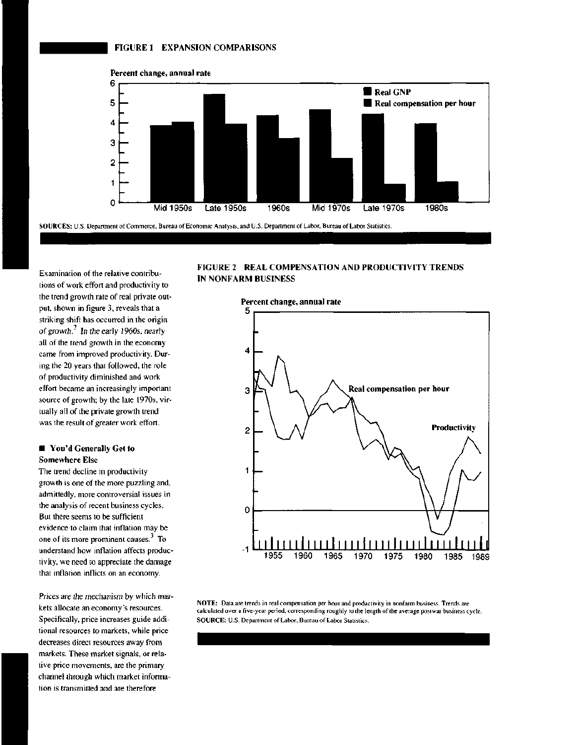**FIGURE 1 EXPANSION COMPARISONS**

SOURCES: U.S. Department of Commerce, Bureau of Economic Analysis, and U.S. Department of Labor, Bureau of Labor Statistics.

Examination of the relative contributions of work effort and productivity to the trend growth rate of real private output, shown in figure 3, reveals that a striking shift has occurred in the origin of growth.[2] In the early 1960s, nearly all of the trend growth in the economy came from improved productivity. During the 20 years that followed, the role of productivity diminished and work effort became an increasingly important source of growth; by the late 1970s, virtually all of the private growth trend was the result of greater work effort.

## You'd Generally Get to Somewhere Else

The trend decline in productivity growth is one of the more puzzling and, admittedly, more controversial issues in the analysis of recent business cycles. But there seems to be sufficient evidence to claim that inflation may be one of its more prominent causes.[3] To understand how inflation affects productivity, we need to appreciate the damage that inflation inflicts on an economy.

Prices are the mechanism by which markets allocate an economy's resources. Specifically, price increases guide additional resources to markets, while price decreases direct resources away from markets. These market signals, or relative price movements, are the primary channel through which market information is transmitted and are therefore

**FIGURE 2 REAL COMPENSATION AND PRODUCTIVITY TRENDS IN NONFARM BUSINESS**

NOTE: Data are trends in real compensation per hour and productivity in nonfarm business. Trends are calculated over a five-year period, corresponding roughly to the length of the average postwar business cycle.
SOURCE: U.S. Department of Labor, Bureau of Labor Statistics.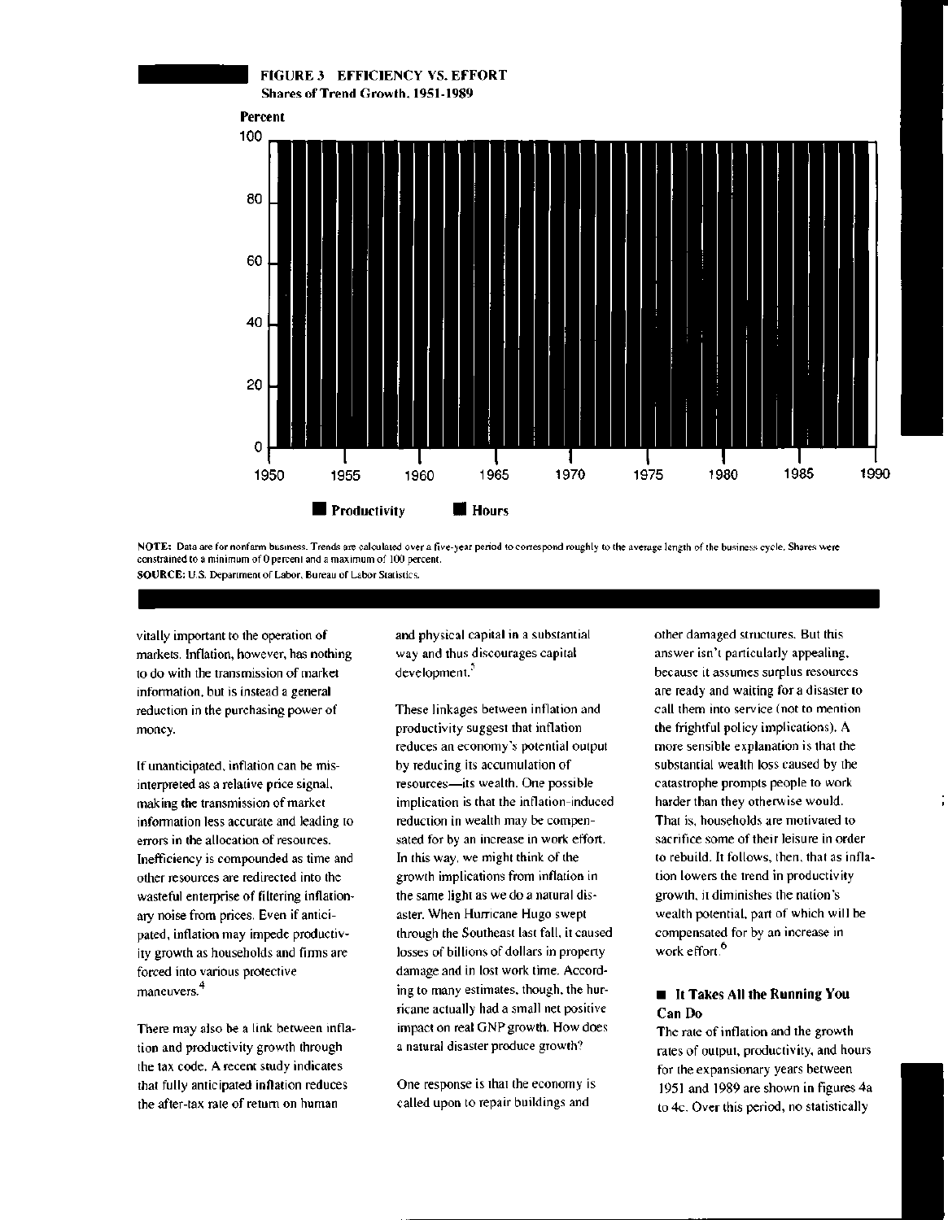**FIGURE 3 EFFICIENCY VS. EFFORT**
**Shares of Trend Growth, 1951-1989**

NOTE: Data are for nonfarm business. Trends are calculated over a five-year period to correspond roughly to the average length of the business cycle. Shares were constrained to a minimum of 0 percent and a maximum of 100 percent.
SOURCE: U.S. Department of Labor, Bureau of Labor Statistics.

vitally important to the operation of markets. Inflation, however, has nothing to do with the transmission of market information, but is instead a general reduction in the purchasing power of money.

If unanticipated, inflation can be misinterpreted as a relative price signal, making the transmission of market information less accurate and leading to errors in the allocation of resources. Inefficiency is compounded as time and other resources are redirected into the wasteful enterprise of filtering inflationary noise from prices. Even if anticipated, inflation may impede productivity growth as households and firms are forced into various protective maneuvers.[4]

There may also be a link between inflation and productivity growth through the tax code. A recent study indicates that fully anticipated inflation reduces the after-tax rate of return on human and physical capital in a substantial way and thus discourages capital development.[5]

These linkages between inflation and productivity suggest that inflation reduces an economy's potential output by reducing its accumulation of resources—its wealth. One possible implication is that the inflation-induced reduction in wealth may be compensated for by an increase in work effort. In this way, we might think of the growth implications from inflation in the same light as we do a natural disaster. When Hurricane Hugo swept through the Southeast last fall, it caused losses of billions of dollars in property damage and in lost work time. According to many estimates, though, the hurricane actually had a small net positive impact on real GNP growth. How does a natural disaster produce growth?

One response is that the economy is called upon to repair buildings and other damaged structures. But this answer isn't particularly appealing, because it assumes surplus resources are ready and waiting for a disaster to call them into service (not to mention the frightful policy implications). A more sensible explanation is that the substantial wealth loss caused by the catastrophe prompts people to work harder than they otherwise would. That is, households are motivated to sacrifice some of their leisure in order to rebuild. It follows, then, that as inflation lowers the trend in productivity growth, it diminishes the nation's wealth potential, part of which will be compensated for by an increase in work effort.[6]

## It Takes All the Running You Can Do

The rate of inflation and the growth rates of output, productivity, and hours for the expansionary years between 1951 and 1989 are shown in figures 4a to 4c. Over this period, no statistically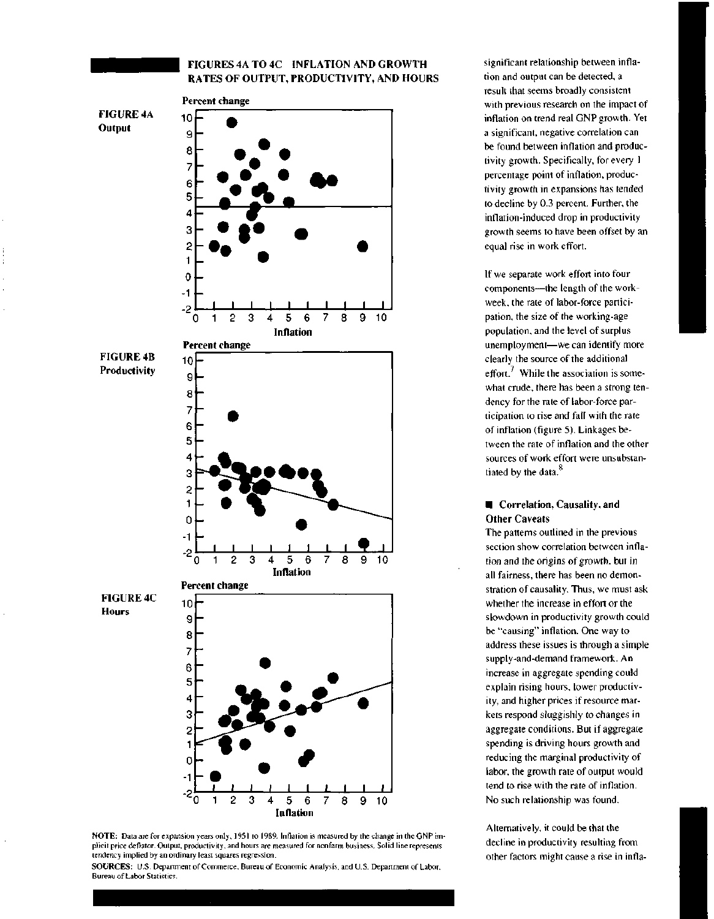## FIGURES 4A TO 4C INFLATION AND GROWTH RATES OF OUTPUT, PRODUCTIVITY, AND HOURS

**FIGURE 4A**
**Output**

**FIGURE 4B**
**Productivity**

**FIGURE 4C**
**Hours**

NOTE: Data are for expansion years only, 1951 to 1989. Inflation is measured by the change in the GNP implicit price deflator. Output, productivity, and hours are measured for nonfarm business. Solid line represents tendency implied by an ordinary least squares regression.

SOURCES: U.S. Department of Commerce, Bureau of Economic Analysis, and U.S. Department of Labor, Bureau of Labor Statistics.

significant relationship between inflation and output can be detected, a result that seems broadly consistent with previous research on the impact of inflation on trend real GNP growth. Yet a significant, negative correlation can be found between inflation and productivity growth. Specifically, for every 1 percentage point of inflation, productivity growth in expansions has tended to decline by 0.3 percent. Further, the inflation-induced drop in productivity growth seems to have been offset by an equal rise in work effort.

If we separate work effort into four components—the length of the workweek, the rate of labor-force participation, the size of the working-age population, and the level of surplus unemployment—we can identify more clearly the source of the additional effort.[7] While the association is somewhat crude, there has been a strong tendency for the rate of labor-force participation to rise and fall with the rate of inflation (figure 5). Linkages between the rate of inflation and the other sources of work effort were unsubstantiated by the data.[8]

### Correlation, Causality, and Other Caveats

The patterns outlined in the previous section show correlation between inflation and the origins of growth, but in all fairness, there has been no demonstration of causality. Thus, we must ask whether the increase in effort or the slowdown in productivity growth could be "causing" inflation. One way to address these issues is through a simple supply-and-demand framework. An increase in aggregate spending could explain rising hours, lower productivity, and higher prices if resource markets respond sluggishly to changes in aggregate conditions. But if aggregate spending is driving hours growth and reducing the marginal productivity of labor, the growth rate of output would tend to rise with the rate of inflation. No such relationship was found.

Alternatively, it could be that the decline in productivity resulting from other factors might cause a rise in infla-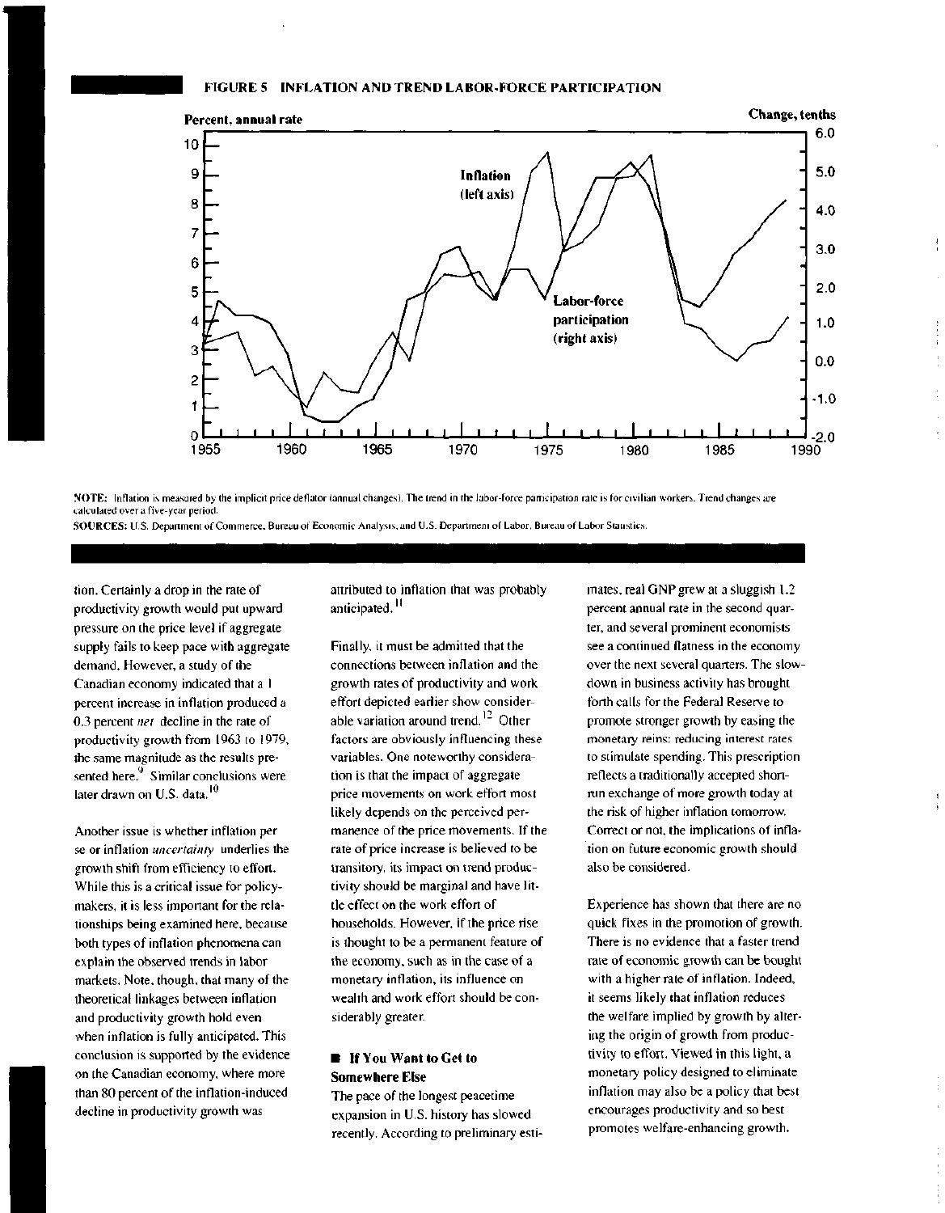**FIGURE 5 INFLATION AND TREND LABOR-FORCE PARTICIPATION**

NOTE: Inflation is measured by the implicit price deflator (annual changes). The trend in the labor-force participation rate is for civilian workers. Trend changes are calculated over a five-year period.

SOURCES: U.S. Department of Commerce, Bureau of Economic Analysis, and U.S. Department of Labor, Bureau of Labor Statistics.

tion. Certainly a drop in the rate of productivity growth would put upward pressure on the price level if aggregate supply fails to keep pace with aggregate demand. However, a study of the Canadian economy indicated that a 1 percent increase in inflation produced a 0.3 percent *net* decline in the rate of productivity growth from 1963 to 1979, the same magnitude as the results presented here.[9] Similar conclusions were later drawn on U.S. data.[10]

Another issue is whether inflation per se or inflation *uncertainty* underlies the growth shift from efficiency to effort. While this is a critical issue for policymakers, it is less important for the relationships being examined here, because both types of inflation phenomena can explain the observed trends in labor markets. Note, though, that many of the theoretical linkages between inflation and productivity growth hold even when inflation is fully anticipated. This conclusion is supported by the evidence on the Canadian economy, where more than 80 percent of the inflation-induced decline in productivity growth was attributed to inflation that was probably anticipated.[11]

Finally, it must be admitted that the connections between inflation and the growth rates of productivity and work effort depicted earlier show considerable variation around trend.[12] Other factors are obviously influencing these variables. One noteworthy consideration is that the impact of aggregate price movements on work effort most likely depends on the perceived permanence of the price movements. If the rate of price increase is believed to be transitory, its impact on trend productivity should be marginal and have little effect on the work effort of households. However, if the price rise is thought to be a permanent feature of the economy, such as in the case of a monetary inflation, its influence on wealth and work effort should be considerably greater.

## If You Want to Get to Somewhere Else

The pace of the longest peacetime expansion in U.S. history has slowed recently. According to preliminary estimates, real GNP grew at a sluggish 1.2 percent annual rate in the second quarter, and several prominent economists see a continued flatness in the economy over the next several quarters. The slowdown in business activity has brought forth calls for the Federal Reserve to promote stronger growth by easing the monetary reins: reducing interest rates to stimulate spending. This prescription reflects a traditionally accepted short-run exchange of more growth today at the risk of higher inflation tomorrow. Correct or not, the implications of inflation on future economic growth should also be considered.

Experience has shown that there are no quick fixes in the promotion of growth. There is no evidence that a faster trend rate of economic growth can be bought with a higher rate of inflation. Indeed, it seems likely that inflation reduces the welfare implied by growth by altering the origin of growth from productivity to effort. Viewed in this light, a monetary policy designed to eliminate inflation may also be a policy that best encourages productivity and so best promotes welfare-enhancing growth.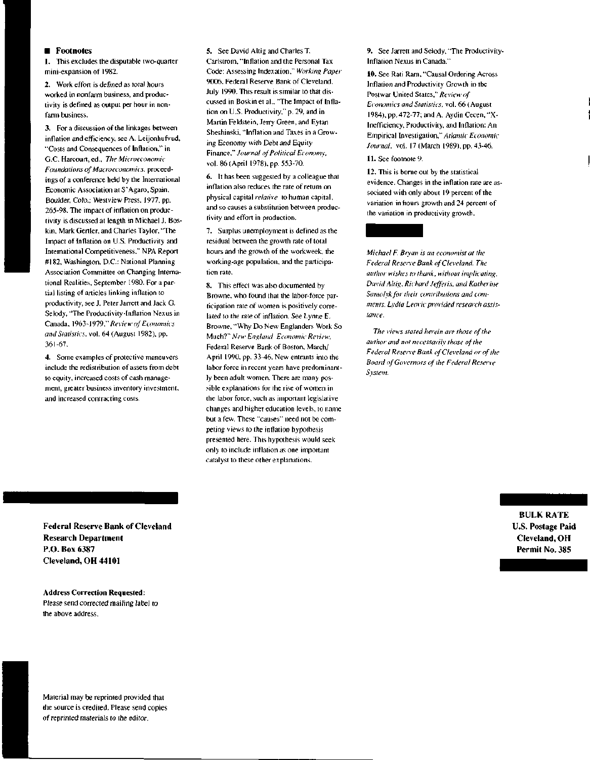## Footnotes

1. This excludes the disputable two-quarter mini-expansion of 1982.

2. Work effort is defined as total hours worked in nonfarm business, and productivity is defined as output per hour in nonfarm business.

3. For a discussion of the linkages between inflation and efficiency, see A. Leijonhufvud, "Costs and Consequences of Inflation," in G.C. Harcourt, ed., *The Microeconomic Foundations of Macroeconomics*, proceedings of a conference held by the International Economic Association at S'Agaro, Spain. Boulder, Colo.: Westview Press, 1977, pp. 265-98. The impact of inflation on productivity is discussed at length in Michael J. Boskin, Mark Gertler, and Charles Taylor, "The Impact of Inflation on U.S. Productivity and International Competitiveness," NPA Report #182, Washington, D.C.: National Planning Association Committee on Changing International Realities, September 1980. For a partial listing of articles linking inflation to productivity, see J. Peter Jarrett and Jack G. Selody, "The Productivity-Inflation Nexus in Canada, 1963-1979," *Review of Economics and Statistics*, vol. 64 (August 1982), pp. 361-67.

4. Some examples of protective maneuvers include the redistribution of assets from debt to equity, increased costs of cash management, greater business inventory investment, and increased contracting costs.

5. See David Altig and Charles T. Carlstrom, "Inflation and the Personal Tax Code: Assessing Indexation," *Working Paper* 9006, Federal Reserve Bank of Cleveland, July 1990. This result is similar to that discussed in Boskin et al., "The Impact of Inflation on U.S. Productivity," p. 29, and in Martin Feldstein, Jerry Green, and Eytan Sheshinski, "Inflation and Taxes in a Growing Economy with Debt and Equity Finance," *Journal of Political Economy*, vol. 86 (April 1978), pp. 553-70.

6. It has been suggested by a colleague that inflation also reduces the rate of return on physical capital *relative* to human capital, and so causes a substitution between productivity and effort in production.

7. Surplus unemployment is defined as the residual between the growth rate of total hours and the growth of the workweek, the working-age population, and the participation rate.

8. This effect was also documented by Browne, who found that the labor-force participation rate of women is positively correlated to the rate of inflation. See Lynne E. Browne, "Why Do New Englanders Work So Much?" *New England Economic Review*, Federal Reserve Bank of Boston, March/April 1990, pp. 33-46. New entrants into the labor force in recent years have predominantly been adult women. There are many possible explanations for the rise of women in the labor force, such as important legislative changes and higher education levels, to name but a few. These "causes" need not be competing views to the inflation hypothesis presented here. This hypothesis would seek only to include inflation as one important catalyst to these other explanations.

9. See Jarrett and Selody, "The Productivity-Inflation Nexus in Canada."

10. See Rati Ram, "Causal Ordering Across Inflation and Productivity Growth in the Postwar United States," *Review of Economics and Statistics*, vol. 66 (August 1984), pp. 472-77; and A. Aydin Cecen, "X-Inefficiency, Productivity, and Inflation: An Empirical Investigation," *Atlantic Economic Journal*, vol. 17 (March 1989), pp. 43-46.

11. See footnote 9.

12. This is borne out by the statistical evidence. Changes in the inflation rate are associated with only about 19 percent of the variation in hours growth and 24 percent of the variation in productivity growth.

*Michael F. Bryan is an economist at the Federal Reserve Bank of Cleveland. The author wishes to thank, without implicating, David Altig, Richard Jefferis, and Katherine Samolyk for their contributions and comments. Lydia Leovic provided research assistance.*

*The views stated herein are those of the author and not necessarily those of the Federal Reserve Bank of Cleveland or of the Board of Governors of the Federal Reserve System.*

**Federal Reserve Bank of Cleveland**
**Research Department**
**P.O. Box 6387**
**Cleveland, OH 44101**

**Address Correction Requested:**
Please send corrected mailing label to the above address.

**BULK RATE**
**U.S. Postage Paid**
**Cleveland, OH**
**Permit No. 385**

Material may be reprinted provided that the source is credited. Please send copies of reprinted materials to the editor.